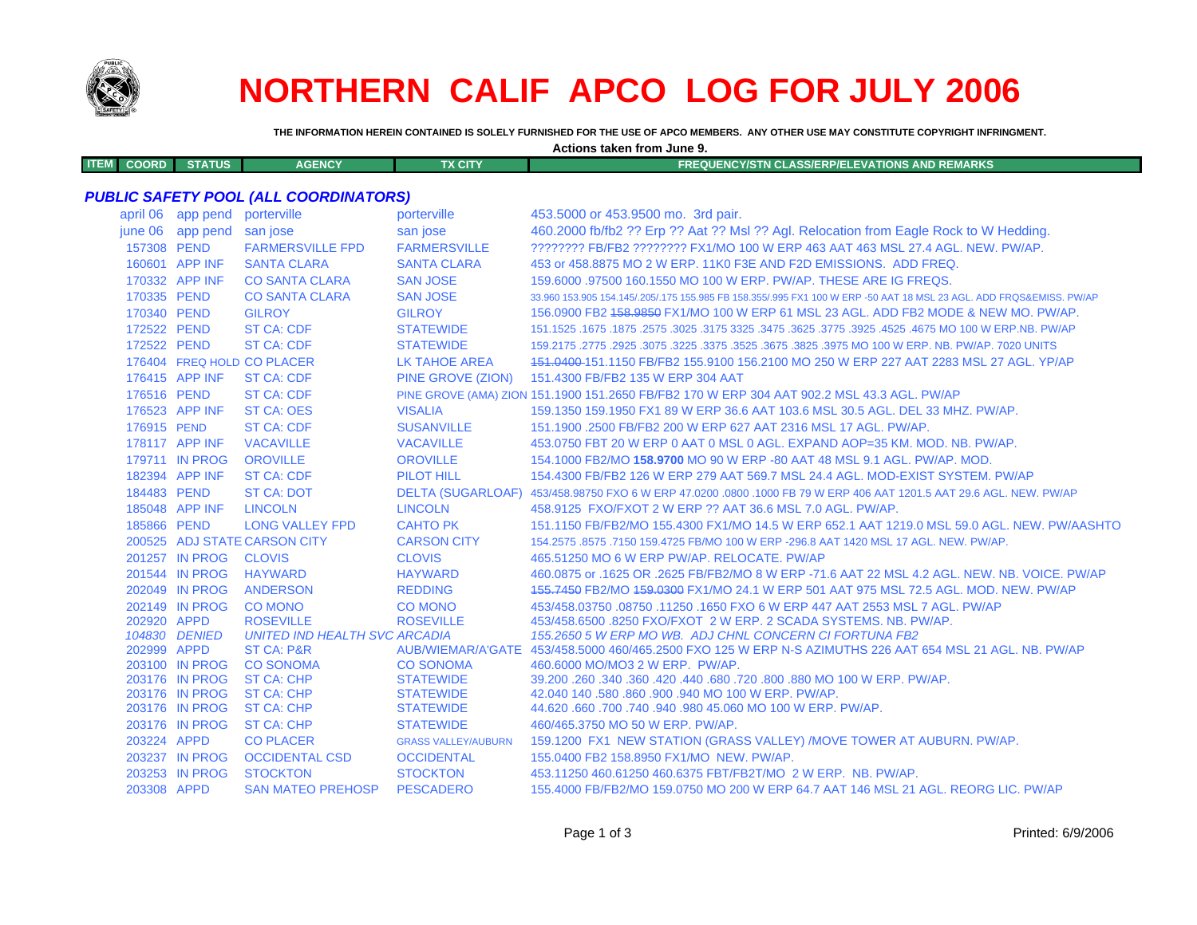# NORTHERN CALIF APCO LOG FOR JULY 2006

**THE INFORMATION HEREIN CONTAINED IS SOLELY FURNISHED FOR THE USE OF APCO MEMBERS. ANY OTHER USE MAY CONSTITUTE COPYRIGHT INFRINGMENT.**

**Actions taken from June 9.**

## *PUBLIC SAFETY POOL (ALL COORDINATORS)*

| ITEM | COORD | STATUS | AGENCY | TX CITY | FREQUENCY/STN CLASS/ERP/ELEVATIONS AND REMARKS |
|---|---|---|---|---|---|
| april 06 | | app pend | porterville | porterville | 453.5000 or 453.9500 mo. 3rd pair. |
| june 06 | | app pend | san jose | san jose | 460.2000 fb/fb2 ?? Erp ?? Aat ?? Msl ?? Agl. Relocation from Eagle Rock to W Hedding. |
| 157308 | | PEND | FARMERSVILLE FPD | FARMERSVILLE | ???????? FB/FB2 ???????? FX1/MO 100 W ERP 463 AAT 463 MSL 27.4 AGL. NEW. PW/AP. |
| 160601 | | APP INF | SANTA CLARA | SANTA CLARA | 453 or 458.8875 MO 2 W ERP. 11K0 F3E AND F2D EMISSIONS. ADD FREQ. |
| 170332 | | APP INF | CO SANTA CLARA | SAN JOSE | 159.6000 .97500 160.1550 MO 100 W ERP. PW/AP. THESE ARE IG FREQS. |
| 170335 | | PEND | CO SANTA CLARA | SAN JOSE | 33.960 153.905 154.145/.205/.175 155.985 FB 158.355/.995 FX1 100 W ERP -50 AAT 18 MSL 23 AGL. ADD FRQS&EMISS. PW/AP |
| 170340 | | PEND | GILROY | GILROY | 156.0900 FB2 ~~158.9850~~ FX1/MO 100 W ERP 61 MSL 23 AGL. ADD FB2 MODE & NEW MO. PW/AP. |
| 172522 | | PEND | ST CA: CDF | STATEWIDE | 151.1525 .1675 .1875 .2575 .3025 .3175 3325 .3475 .3625 .3775 .3925 .4525 .4675 MO 100 W ERP.NB. PW/AP |
| 172522 | | PEND | ST CA: CDF | STATEWIDE | 159.2175 .2775 .2925 .3075 .3225 .3375 .3525 .3675 .3825 .3975 MO 100 W ERP. NB. PW/AP. 7020 UNITS |
| 176404 | | FREQ HOLD | CO PLACER | LK TAHOE AREA | ~~151.0400~~ 151.1150 FB/FB2 155.9100 156.2100 MO 250 W ERP 227 AAT 2283 MSL 27 AGL. YP/AP |
| 176415 | | APP INF | ST CA: CDF | PINE GROVE (ZION) | 151.4300 FB/FB2 135 W ERP 304 AAT |
| 176516 | | PEND | ST CA: CDF | PINE GROVE (AMA) ZION | 151.1900 151.2650 FB/FB2 170 W ERP 304 AAT 902.2 MSL 43.3 AGL. PW/AP |
| 176523 | | APP INF | ST CA: OES | VISALIA | 159.1350 159.1950 FX1 89 W ERP 36.6 AAT 103.6 MSL 30.5 AGL. DEL 33 MHZ. PW/AP. |
| 176915 | | PEND | ST CA: CDF | SUSANVILLE | 151.1900 .2500 FB/FB2 200 W ERP 627 AAT 2316 MSL 17 AGL. PW/AP. |
| 178117 | | APP INF | VACAVILLE | VACAVILLE | 453.0750 FBT 20 W ERP 0 AAT 0 MSL 0 AGL. EXPAND AOP=35 KM. MOD. NB. PW/AP. |
| 179711 | | IN PROG | OROVILLE | OROVILLE | 154.1000 FB2/MO **158.9700** MO 90 W ERP -80 AAT 48 MSL 9.1 AGL. PW/AP. MOD. |
| 182394 | | APP INF | ST CA: CDF | PILOT HILL | 154.4300 FB/FB2 126 W ERP 279 AAT 569.7 MSL 24.4 AGL. MOD-EXIST SYSTEM. PW/AP |
| 184483 | | PEND | ST CA: DOT | DELTA (SUGARLOAF) | 453/458.98750 FXO 6 W ERP 47.0200 .0800 .1000 FB 79 W ERP 406 AAT 1201.5 AAT 29.6 AGL. NEW. PW/AP |
| 185048 | | APP INF | LINCOLN | LINCOLN | 458.9125 FXO/FXOT 2 W ERP ?? AAT 36.6 MSL 7.0 AGL. PW/AP. |
| 185866 | | PEND | LONG VALLEY FPD | CAHTO PK | 151.1150 FB/FB2/MO 155.4300 FX1/MO 14.5 W ERP 652.1 AAT 1219.0 MSL 59.0 AGL. NEW. PW/AASHTO |
| 200525 | | ADJ STATE | CARSON CITY | CARSON CITY | 154.2575 .8575 .7150 159.4725 FB/MO 100 W ERP -296.8 AAT 1420 MSL 17 AGL. NEW. PW/AP. |
| 201257 | | IN PROG | CLOVIS | CLOVIS | 465.51250 MO 6 W ERP PW/AP. RELOCATE. PW/AP |
| 201544 | | IN PROG | HAYWARD | HAYWARD | 460.0875 or .1625 OR .2625 FB/FB2/MO 8 W ERP -71.6 AAT 22 MSL 4.2 AGL. NEW. NB. VOICE. PW/AP |
| 202049 | | IN PROG | ANDERSON | REDDING | ~~155.7450~~ FB2/MO ~~159.0300~~ FX1/MO 24.1 W ERP 501 AAT 975 MSL 72.5 AGL. MOD. NEW. PW/AP |
| 202149 | | IN PROG | CO MONO | CO MONO | 453/458.03750 .08750 .11250 .1650 FXO 6 W ERP 447 AAT 2553 MSL 7 AGL. PW/AP |
| 202920 | | APPD | ROSEVILLE | ROSEVILLE | 453/458.6500 .8250 FXO/FXOT 2 W ERP. 2 SCADA SYSTEMS. NB. PW/AP. |
| *104830* | | *DENIED* | *UNITED IND HEALTH SVC* | *ARCADIA* | *155.2650 5 W ERP MO WB. ADJ CHNL CONCERN CI FORTUNA FB2* |
| 202999 | | APPD | ST CA: P&R | AUB/WIEMAR/A'GATE | 453/458.5000 460/465.2500 FXO 125 W ERP N-S AZIMUTHS 226 AAT 654 MSL 21 AGL. NB. PW/AP |
| 203100 | | IN PROG | CO SONOMA | CO SONOMA | 460.6000 MO/MO3 2 W ERP. PW/AP. |
| 203176 | | IN PROG | ST CA: CHP | STATEWIDE | 39.200 .260 .340 .360 .420 .440 .680 .720 .800 .880 MO 100 W ERP. PW/AP. |
| 203176 | | IN PROG | ST CA: CHP | STATEWIDE | 42.040 140 .580 .860 .900 .940 MO 100 W ERP. PW/AP. |
| 203176 | | IN PROG | ST CA: CHP | STATEWIDE | 44.620 .660 .700 .740 .940 .980 45.060 MO 100 W ERP. PW/AP. |
| 203176 | | IN PROG | ST CA: CHP | STATEWIDE | 460/465.3750 MO 50 W ERP. PW/AP. |
| 203224 | | APPD | CO PLACER | GRASS VALLEY/AUBURN | 159.1200 FX1 NEW STATION (GRASS VALLEY) /MOVE TOWER AT AUBURN. PW/AP. |
| 203237 | | IN PROG | OCCIDENTAL CSD | OCCIDENTAL | 155.0400 FB2 158.8950 FX1/MO NEW. PW/AP. |
| 203253 | | IN PROG | STOCKTON | STOCKTON | 453.11250 460.61250 460.6375 FBT/FB2T/MO 2 W ERP. NB. PW/AP. |
| 203308 | | APPD | SAN MATEO PREHOSP | PESCADERO | 155.4000 FB/FB2/MO 159.0750 MO 200 W ERP 64.7 AAT 146 MSL 21 AGL. REORG LIC. PW/AP |

Printed: 6/9/2006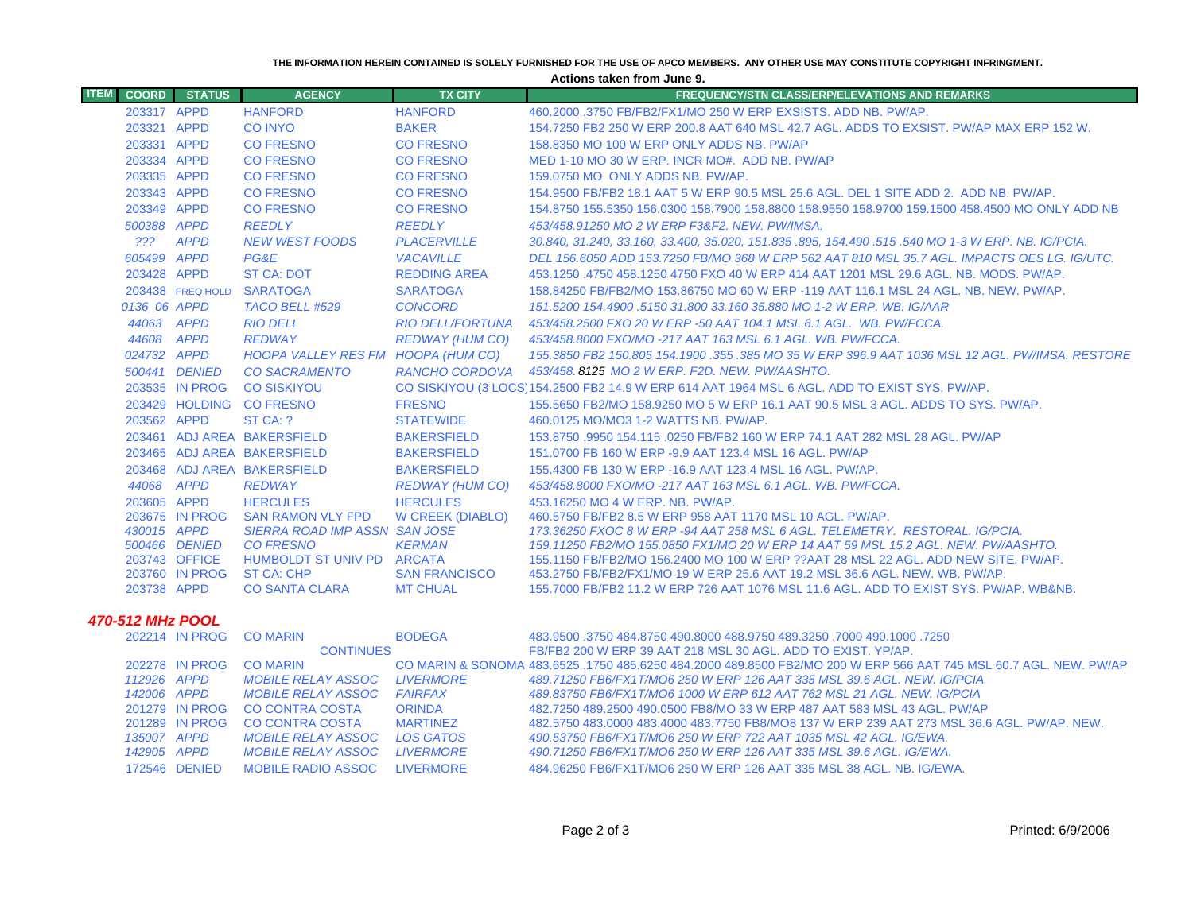**THE INFORMATION HEREIN CONTAINED IS SOLELY FURNISHED FOR THE USE OF APCO MEMBERS. ANY OTHER USE MAY CONSTITUTE COPYRIGHT INFRINGMENT.**

**Actions taken from June 9.**

| ITEM | COORD | STATUS | AGENCY | TX CITY | FREQUENCY/STN CLASS/ERP/ELEVATIONS AND REMARKS |
|---|---|---|---|---|---|
| | 203317 | APPD | HANFORD | HANFORD | 460.2000 .3750 FB/FB2/FX1/MO 250 W ERP EXSISTS. ADD NB. PW/AP. |
| | 203321 | APPD | CO INYO | BAKER | 154.7250 FB2 250 W ERP 200.8 AAT 640 MSL 42.7 AGL. ADDS TO EXSIST. PW/AP MAX ERP 152 W. |
| | 203331 | APPD | CO FRESNO | CO FRESNO | 158.8350 MO 100 W ERP ONLY ADDS NB. PW/AP |
| | 203334 | APPD | CO FRESNO | CO FRESNO | MED 1-10 MO 30 W ERP. INCR MO#. ADD NB. PW/AP |
| | 203335 | APPD | CO FRESNO | CO FRESNO | 159.0750 MO ONLY ADDS NB. PW/AP. |
| | 203343 | APPD | CO FRESNO | CO FRESNO | 154.9500 FB/FB2 18.1 AAT 5 W ERP 90.5 MSL 25.6 AGL. DEL 1 SITE ADD 2. ADD NB. PW/AP. |
| | 203349 | APPD | CO FRESNO | CO FRESNO | 154.8750 155.5350 156.0300 158.7900 158.8800 158.9550 158.9700 159.1500 458.4500 MO ONLY ADD NB |
| | *500388* | *APPD* | *REEDLY* | *REEDLY* | *453/458.91250 MO 2 W ERP F3&F2. NEW. PW/IMSA.* |
| | *???* | *APPD* | *NEW WEST FOODS* | *PLACERVILLE* | *30.840, 31.240, 33.160, 33.400, 35.020, 151.835 .895, 154.490 .515 .540 MO 1-3 W ERP. NB. IG/PCIA.* |
| | *605499* | *APPD* | *PG&E* | *VACAVILLE* | *DEL 156.6050 ADD 153.7250 FB/MO 368 W ERP 562 AAT 810 MSL 35.7 AGL. IMPACTS OES LG. IG/UTC.* |
| | 203428 | APPD | ST CA: DOT | REDDING AREA | 453.1250 .4750 458.1250 4750 FXO 40 W ERP 414 AAT 1201 MSL 29.6 AGL. NB. MODS. PW/AP. |
| | 203438 | FREQ HOLD | SARATOGA | SARATOGA | 158.84250 FB/FB2/MO 153.86750 MO 60 W ERP -119 AAT 116.1 MSL 24 AGL. NB. NEW. PW/AP. |
| | *0136_06* | *APPD* | *TACO BELL #529* | *CONCORD* | *151.5200 154.4900 .5150 31.800 33.160 35.880 MO 1-2 W ERP. WB. IG/AAR* |
| | *44063* | *APPD* | *RIO DELL* | *RIO DELL/FORTUNA* | *453/458.2500 FXO 20 W ERP -50 AAT 104.1 MSL 6.1 AGL. WB. PW/FCCA.* |
| | *44608* | *APPD* | *REDWAY* | *REDWAY (HUM CO)* | *453/458.8000 FXO/MO -217 AAT 163 MSL 6.1 AGL. WB. PW/FCCA.* |
| | *024732* | *APPD* | *HOOPA VALLEY RES FM* | *HOOPA (HUM CO)* | *155.3850 FB2 150.805 154.1900 .355 .385 MO 35 W ERP 396.9 AAT 1036 MSL 12 AGL. PW/IMSA. RESTORE* |
| | *500441* | *DENIED* | *CO SACRAMENTO* | *RANCHO CORDOVA* | *453/458.8125 MO 2 W ERP. F2D. NEW. PW/AASHTO.* |
| | 203535 | IN PROG | CO SISKIYOU | CO SISKIYOU (3 LOCS) | 154.2500 FB2 14.9 W ERP 614 AAT 1964 MSL 6 AGL. ADD TO EXIST SYS. PW/AP. |
| | 203429 | HOLDING | CO FRESNO | FRESNO | 155.5650 FB2/MO 158.9250 MO 5 W ERP 16.1 AAT 90.5 MSL 3 AGL. ADDS TO SYS. PW/AP. |
| | 203562 | APPD | ST CA: ? | STATEWIDE | 460.0125 MO/MO3 1-2 WATTS NB. PW/AP. |
| | 203461 | ADJ AREA | BAKERSFIELD | BAKERSFIELD | 153.8750 .9950 154.115 .0250 FB/FB2 160 W ERP 74.1 AAT 282 MSL 28 AGL. PW/AP |
| | 203465 | ADJ AREA | BAKERSFIELD | BAKERSFIELD | 151.0700 FB 160 W ERP -9.9 AAT 123.4 MSL 16 AGL. PW/AP |
| | 203468 | ADJ AREA | BAKERSFIELD | BAKERSFIELD | 155.4300 FB 130 W ERP -16.9 AAT 123.4 MSL 16 AGL. PW/AP. |
| | *44068* | *APPD* | *REDWAY* | *REDWAY (HUM CO)* | *453/458.8000 FXO/MO -217 AAT 163 MSL 6.1 AGL. WB. PW/FCCA.* |
| | 203605 | APPD | HERCULES | HERCULES | 453.16250 MO 4 W ERP. NB. PW/AP. |
| | 203675 | IN PROG | SAN RAMON VLY FPD | W CREEK (DIABLO) | 460.5750 FB/FB2 8.5 W ERP 958 AAT 1170 MSL 10 AGL. PW/AP. |
| | *430015* | *APPD* | *SIERRA ROAD IMP ASSN* | *SAN JOSE* | *173.36250 FXOC 8 W ERP -94 AAT 258 MSL 6 AGL. TELEMETRY. RESTORAL. IG/PCIA.* |
| | *500466* | *DENIED* | *CO FRESNO* | *KERMAN* | *159.11250 FB2/MO 155.0850 FX1/MO 20 W ERP 14 AAT 59 MSL 15.2 AGL. NEW. PW/AASHTO.* |
| | 203743 | OFFICE | HUMBOLDT ST UNIV PD | ARCATA | 155.1150 FB/FB2/MO 156.2400 MO 100 W ERP ??AAT 28 MSL 22 AGL. ADD NEW SITE. PW/AP. |
| | 203760 | IN PROG | ST CA: CHP | SAN FRANCISCO | 453.2750 FB/FB2/FX1/MO 19 W ERP 25.6 AAT 19.2 MSL 36.6 AGL. NEW. WB. PW/AP. |
| | 203738 | APPD | CO SANTA CLARA | MT CHUAL | 155.7000 FB/FB2 11.2 W ERP 726 AAT 1076 MSL 11.6 AGL. ADD TO EXIST SYS. PW/AP. WB&NB. |

***470-512 MHz POOL***

| ITEM | COORD | STATUS | AGENCY | TX CITY | FREQUENCY/STN CLASS/ERP/ELEVATIONS AND REMARKS |
|---|---|---|---|---|---|
| | 202214 | IN PROG | CO MARIN | BODEGA | 483.9500 .3750 484.8750 490.8000 488.9750 489.3250 .7000 490.1000 .7250 |
| | | | CONTINUES | | FB/FB2 200 W ERP 39 AAT 218 MSL 30 AGL. ADD TO EXIST. YP/AP. |
| | 202278 | IN PROG | CO MARIN | CO MARIN & SONOMA | 483.6525 .1750 485.6250 484.2000 489.8500 FB2/MO 200 W ERP 566 AAT 745 MSL 60.7 AGL. NEW. PW/AP |
| | *112926* | *APPD* | *MOBILE RELAY ASSOC* | *LIVERMORE* | *489.71250 FB6/FX1T/MO6 250 W ERP 126 AAT 335 MSL 39.6 AGL. NEW. IG/PCIA* |
| | *142006* | *APPD* | *MOBILE RELAY ASSOC* | *FAIRFAX* | *489.83750 FB6/FX1T/MO6 1000 W ERP 612 AAT 762 MSL 21 AGL. NEW. IG/PCIA* |
| | 201279 | IN PROG | CO CONTRA COSTA | ORINDA | 482.7250 489.2500 490.0500 FB8/MO 33 W ERP 487 AAT 583 MSL 43 AGL. PW/AP |
| | 201289 | IN PROG | CO CONTRA COSTA | MARTINEZ | 482.5750 483.0000 483.4000 483.7750 FB8/MO8 137 W ERP 239 AAT 273 MSL 36.6 AGL. PW/AP. NEW. |
| | *135007* | *APPD* | *MOBILE RELAY ASSOC* | *LOS GATOS* | *490.53750 FB6/FX1T/MO6 250 W ERP 722 AAT 1035 MSL 42 AGL. IG/EWA.* |
| | *142905* | *APPD* | *MOBILE RELAY ASSOC* | *LIVERMORE* | *490.71250 FB6/FX1T/MO6 250 W ERP 126 AAT 335 MSL 39.6 AGL. IG/EWA.* |
| | 172546 | DENIED | MOBILE RADIO ASSOC | LIVERMORE | 484.96250 FB6/FX1T/MO6 250 W ERP 126 AAT 335 MSL 38 AGL. NB. IG/EWA. |

Printed: 6/9/2006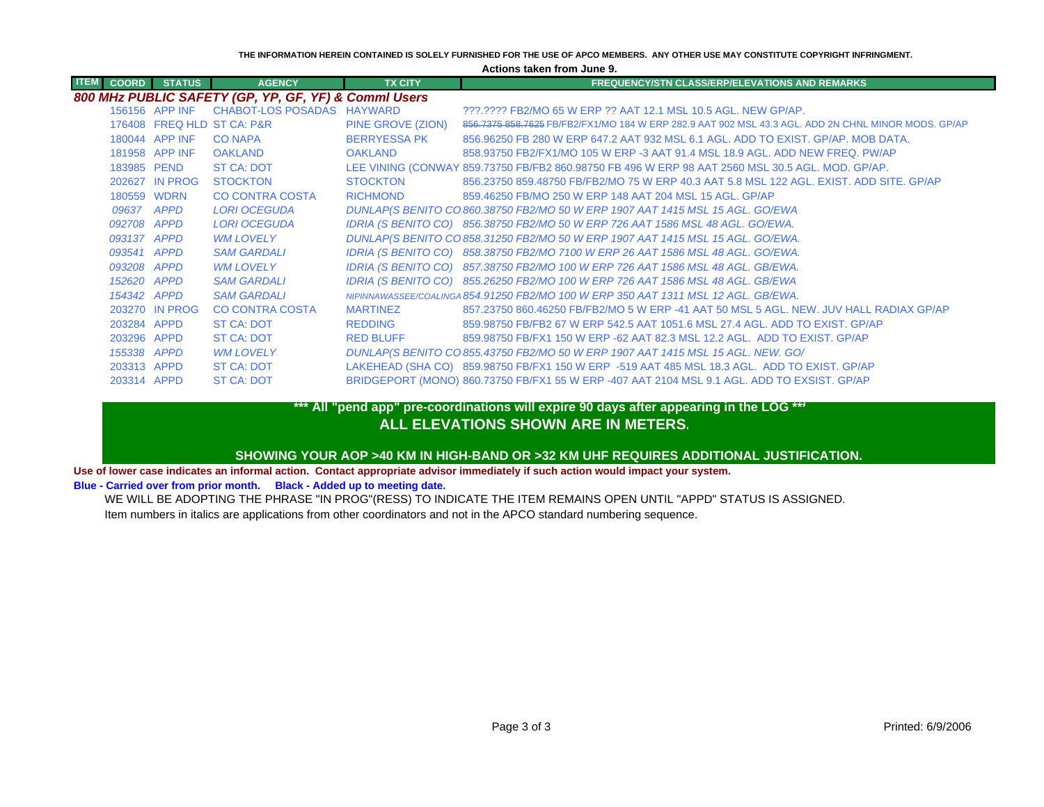THE INFORMATION HEREIN CONTAINED IS SOLELY FURNISHED FOR THE USE OF APCO MEMBERS. ANY OTHER USE MAY CONSTITUTE COPYRIGHT INFRINGMENT.

**Actions taken from June 9.**

| ITEM | COORD | STATUS | AGENCY | TX CITY | FREQUENCY/STN CLASS/ERP/ELEVATIONS AND REMARKS |
|---|---|---|---|---|---|
| ***800 MHz PUBLIC SAFETY (GP, YP, GF, YF) & Comml Users*** | | | | | |
| | 156156 | APP INF | CHABOT-LOS POSADAS | HAYWARD | ???.???? FB2/MO 65 W ERP ?? AAT 12.1 MSL 10.5 AGL. NEW GP/AP. |
| | 176408 | FREQ HLD | ST CA: P&R | PINE GROVE (ZION) | ~~856.7375 858.7625~~ FB/FB2/FX1/MO 184 W ERP 282.9 AAT 902 MSL 43.3 AGL. ADD 2N CHNL MINOR MODS. GP/AP |
| | 180044 | APP INF | CO NAPA | BERRYESSA PK | 856.96250 FB 280 W ERP 647.2 AAT 932 MSL 6.1 AGL. ADD TO EXIST. GP/AP. MOB DATA. |
| | 181958 | APP INF | OAKLAND | OAKLAND | 858.93750 FB2/FX1/MO 105 W ERP -3 AAT 91.4 MSL 18.9 AGL. ADD NEW FREQ. PW/AP |
| | 183985 | PEND | ST CA: DOT | LEE VINING (CONWAY | 859.73750 FB/FB2 860.98750 FB 496 W ERP 98 AAT 2560 MSL 30.5 AGL. MOD. GP/AP. |
| | 202627 | IN PROG | STOCKTON | STOCKTON | 856.23750 859.48750 FB/FB2/MO 75 W ERP 40.3 AAT 5.8 MSL 122 AGL. EXIST. ADD SITE. GP/AP |
| | 180559 | WDRN | CO CONTRA COSTA | RICHMOND | 859.46250 FB/MO 250 W ERP 148 AAT 204 MSL 15 AGL. GP/AP |
| | *09637* | *APPD* | *LORI OCEGUDA* | *DUNLAP(S BENITO CO* | *860.38750 FB2/MO 50 W ERP 1907 AAT 1415 MSL 15 AGL. GO/EWA* |
| | *092708* | *APPD* | *LORI OCEGUDA* | *IDRIA (S BENITO CO)* | *856.38750 FB2/MO 50 W ERP 726 AAT 1586 MSL 48 AGL. GO/EWA.* |
| | *093137* | *APPD* | *WM LOVELY* | *DUNLAP(S BENITO CO* | *858.31250 FB2/MO 50 W ERP 1907 AAT 1415 MSL 15 AGL. GO/EWA.* |
| | *093541* | *APPD* | *SAM GARDALI* | *IDRIA (S BENITO CO)* | *858.38750 FB2/MO 7100 W ERP 26 AAT 1586 MSL 48 AGL. GO/EWA.* |
| | *093208* | *APPD* | *WM LOVELY* | *IDRIA (S BENITO CO)* | *857.38750 FB2/MO 100 W ERP 726 AAT 1586 MSL 48 AGL. GB/EWA.* |
| | *152620* | *APPD* | *SAM GARDALI* | *IDRIA (S BENITO CO)* | *855.26250 FB2/MO 100 W ERP 726 AAT 1586 MSL 48 AGL. GB/EWA* |
| | *154342* | *APPD* | *SAM GARDALI* | *NIPINNAWASSEE/COALINGA* | *854.91250 FB2/MO 100 W ERP 350 AAT 1311 MSL 12 AGL. GB/EWA.* |
| | 203270 | IN PROG | CO CONTRA COSTA | MARTINEZ | 857.23750 860.46250 FB/FB2/MO 5 W ERP -41 AAT 50 MSL 5 AGL. NEW. JUV HALL RADIAX GP/AP |
| | 203284 | APPD | ST CA: DOT | REDDING | 859.98750 FB/FB2 67 W ERP 542.5 AAT 1051.6 MSL 27.4 AGL. ADD TO EXIST. GP/AP |
| | 203296 | APPD | ST CA: DOT | RED BLUFF | 859.98750 FB/FX1 150 W ERP -62 AAT 82.3 MSL 12.2 AGL. ADD TO EXIST. GP/AP |
| | *155338* | *APPD* | *WM LOVELY* | *DUNLAP(S BENITO CO* | *855.43750 FB2/MO 50 W ERP 1907 AAT 1415 MSL 15 AGL. NEW. GO/* |
| | 203313 | APPD | ST CA: DOT | LAKEHEAD (SHA CO) | 859.98750 FB/FX1 150 W ERP -519 AAT 485 MSL 18.3 AGL. ADD TO EXIST. GP/AP |
| | 203314 | APPD | ST CA: DOT | BRIDGEPORT (MONO) | 860.73750 FB/FX1 55 W ERP -407 AAT 2104 MSL 9.1 AGL. ADD TO EXSIST. GP/AP |

**\*\*\* All "pend app" pre-coordinations will expire 90 days after appearing in the LOG \*\*\***

**ALL ELEVATIONS SHOWN ARE IN METERS.**

**SHOWING YOUR AOP >40 KM IN HIGH-BAND OR >32 KM UHF REQUIRES ADDITIONAL JUSTIFICATION.**

**Use of lower case indicates an informal action. Contact appropriate advisor immediately if such action would impact your system.**

**Blue - Carried over from prior month. Black - Added up to meeting date.**

WE WILL BE ADOPTING THE PHRASE "IN PROG"(RESS) TO INDICATE THE ITEM REMAINS OPEN UNTIL "APPD" STATUS IS ASSIGNED.

Item numbers in italics are applications from other coordinators and not in the APCO standard numbering sequence.

Printed: 6/9/2006